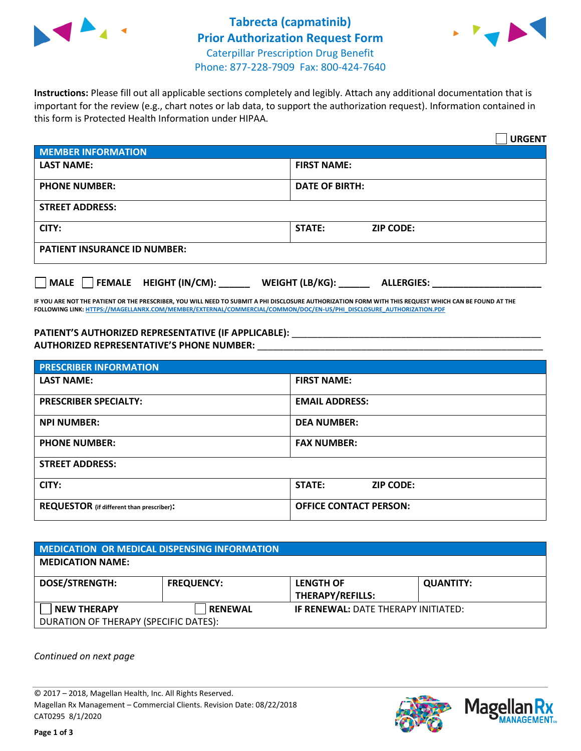# Tabrecta (capmatinib)
## Prior Authorization Request Form
Caterpillar Prescription Drug Benefit
Phone: 877-228-7909 Fax: 800-424-7640

**Instructions:** Please fill out all applicable sections completely and legibly. Attach any additional documentation that is important for the review (e.g., chart notes or lab data, to support the authorization request). Information contained in this form is Protected Health Information under HIPAA.

☐ **URGENT**

| **MEMBER INFORMATION** | |
|---|---|
| **LAST NAME:** | **FIRST NAME:** |
| **PHONE NUMBER:** | **DATE OF BIRTH:** |
| **STREET ADDRESS:** | |
| **CITY:** | **STATE:** **ZIP CODE:** |
| **PATIENT INSURANCE ID NUMBER:** | |

☐ **MALE** ☐ **FEMALE** **HEIGHT (IN/CM):** ______ **WEIGHT (LB/KG):** ______ **ALLERGIES:** ____________________

**IF YOU ARE NOT THE PATIENT OR THE PRESCRIBER, YOU WILL NEED TO SUBMIT A PHI DISCLOSURE AUTHORIZATION FORM WITH THIS REQUEST WHICH CAN BE FOUND AT THE FOLLOWING LINK: HTTPS://MAGELLANRX.COM/MEMBER/EXTERNAL/COMMERCIAL/COMMON/DOC/EN-US/PHI_DISCLOSURE_AUTHORIZATION.PDF**

**PATIENT'S AUTHORIZED REPRESENTATIVE (IF APPLICABLE):** ____________________________________________
**AUTHORIZED REPRESENTATIVE'S PHONE NUMBER:** ____________________________________________

| **PRESCRIBER INFORMATION** | |
|---|---|
| **LAST NAME:** | **FIRST NAME:** |
| **PRESCRIBER SPECIALTY:** | **EMAIL ADDRESS:** |
| **NPI NUMBER:** | **DEA NUMBER:** |
| **PHONE NUMBER:** | **FAX NUMBER:** |
| **STREET ADDRESS:** | |
| **CITY:** | **STATE:** **ZIP CODE:** |
| **REQUESTOR** (if different than prescriber)**:** | **OFFICE CONTACT PERSON:** |

| **MEDICATION OR MEDICAL DISPENSING INFORMATION** | | | |
|---|---|---|---|
| **MEDICATION NAME:** | | | |
| **DOSE/STRENGTH:** | **FREQUENCY:** | **LENGTH OF THERAPY/REFILLS:** | **QUANTITY:** |
| ☐ **NEW THERAPY** | ☐ **RENEWAL** | **IF RENEWAL:** DATE THERAPY INITIATED: | |
| DURATION OF THERAPY (SPECIFIC DATES): | | | |

*Continued on next page*

© 2017 – 2018, Magellan Health, Inc. All Rights Reserved.
Magellan Rx Management – Commercial Clients. Revision Date: 08/22/2018
CAT0295 8/1/2020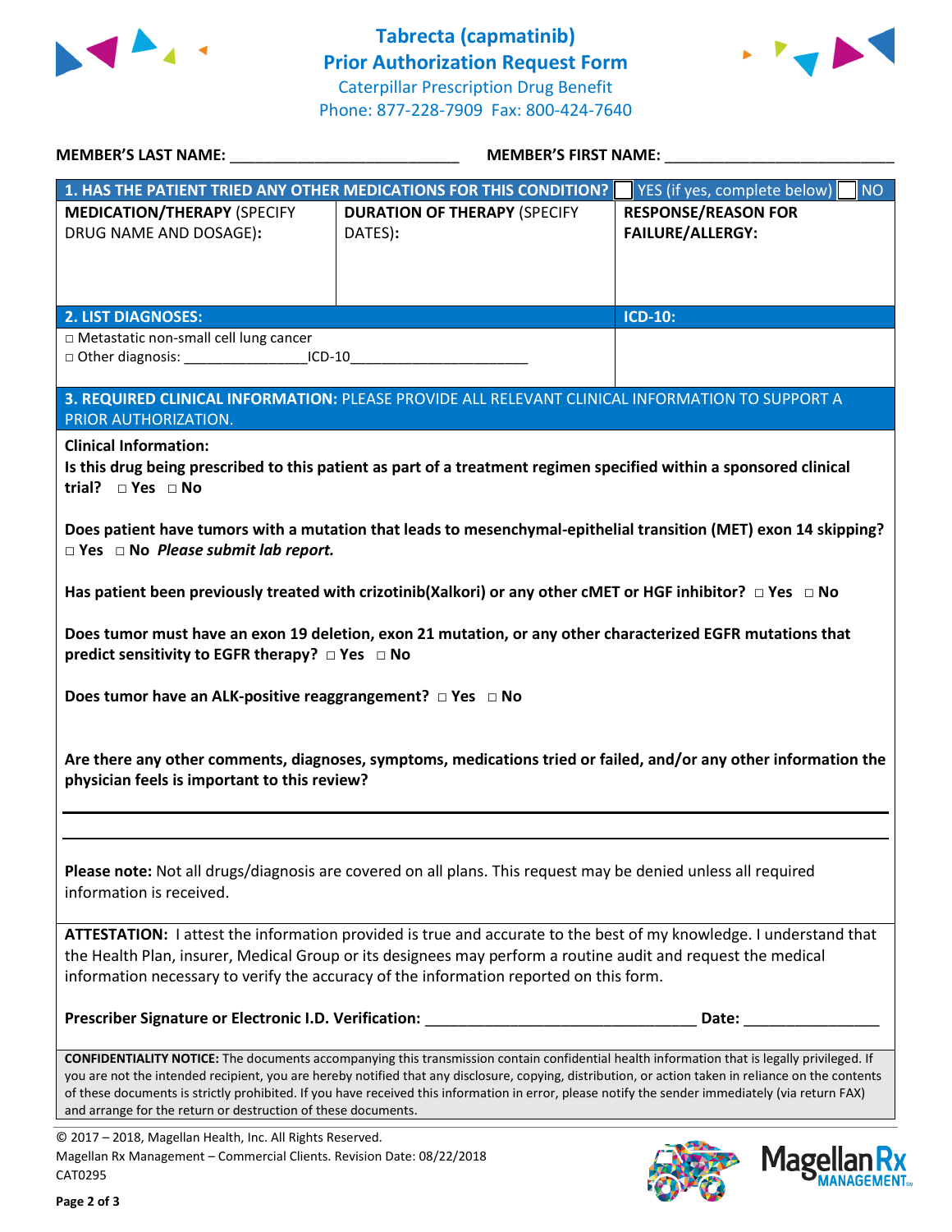# Tabrecta (capmatinib)
## Prior Authorization Request Form
Caterpillar Prescription Drug Benefit
Phone: 877-228-7909 Fax: 800-424-7640

**MEMBER'S LAST NAME:** ___________________________ **MEMBER'S FIRST NAME:** ___________________________

| **1. HAS THE PATIENT TRIED ANY OTHER MEDICATIONS FOR THIS CONDITION?** | | ☐ YES (if yes, complete below) ☐ NO |
|---|---|---|
| **MEDICATION/THERAPY** (SPECIFY DRUG NAME AND DOSAGE): | **DURATION OF THERAPY** (SPECIFY DATES): | **RESPONSE/REASON FOR FAILURE/ALLERGY:** |
| | | |

| **2. LIST DIAGNOSES:** | **ICD-10:** |
|---|---|
| □ Metastatic non-small cell lung cancer<br>□ Other diagnosis: _______________ICD-10______________________ | |

**3. REQUIRED CLINICAL INFORMATION:** PLEASE PROVIDE ALL RELEVANT CLINICAL INFORMATION TO SUPPORT A PRIOR AUTHORIZATION.

**Clinical Information:**

**Is this drug being prescribed to this patient as part of a treatment regimen specified within a sponsored clinical trial?** □ **Yes** □ **No**

**Does patient have tumors with a mutation that leads to mesenchymal-epithelial transition (MET) exon 14 skipping?** □ **Yes** □ **No** ***Please submit lab report.***

**Has patient been previously treated with crizotinib(Xalkori) or any other cMET or HGF inhibitor?** □ **Yes** □ **No**

**Does tumor must have an exon 19 deletion, exon 21 mutation, or any other characterized EGFR mutations that predict sensitivity to EGFR therapy?** □ **Yes** □ **No**

**Does tumor have an ALK-positive reaggrangement?** □ **Yes** □ **No**

**Are there any other comments, diagnoses, symptoms, medications tried or failed, and/or any other information the physician feels is important to this review?**

_____________________________________________________________________________

_____________________________________________________________________________

**Please note:** Not all drugs/diagnosis are covered on all plans. This request may be denied unless all required information is received.

**ATTESTATION:** I attest the information provided is true and accurate to the best of my knowledge. I understand that the Health Plan, insurer, Medical Group or its designees may perform a routine audit and request the medical information necessary to verify the accuracy of the information reported on this form.

**Prescriber Signature or Electronic I.D. Verification:** _________________________________ **Date:** ________________

**CONFIDENTIALITY NOTICE:** The documents accompanying this transmission contain confidential health information that is legally privileged. If you are not the intended recipient, you are hereby notified that any disclosure, copying, distribution, or action taken in reliance on the contents of these documents is strictly prohibited. If you have received this information in error, please notify the sender immediately (via return FAX) and arrange for the return or destruction of these documents.

© 2017 – 2018, Magellan Health, Inc. All Rights Reserved.
Magellan Rx Management – Commercial Clients. Revision Date: 08/22/2018
CAT0295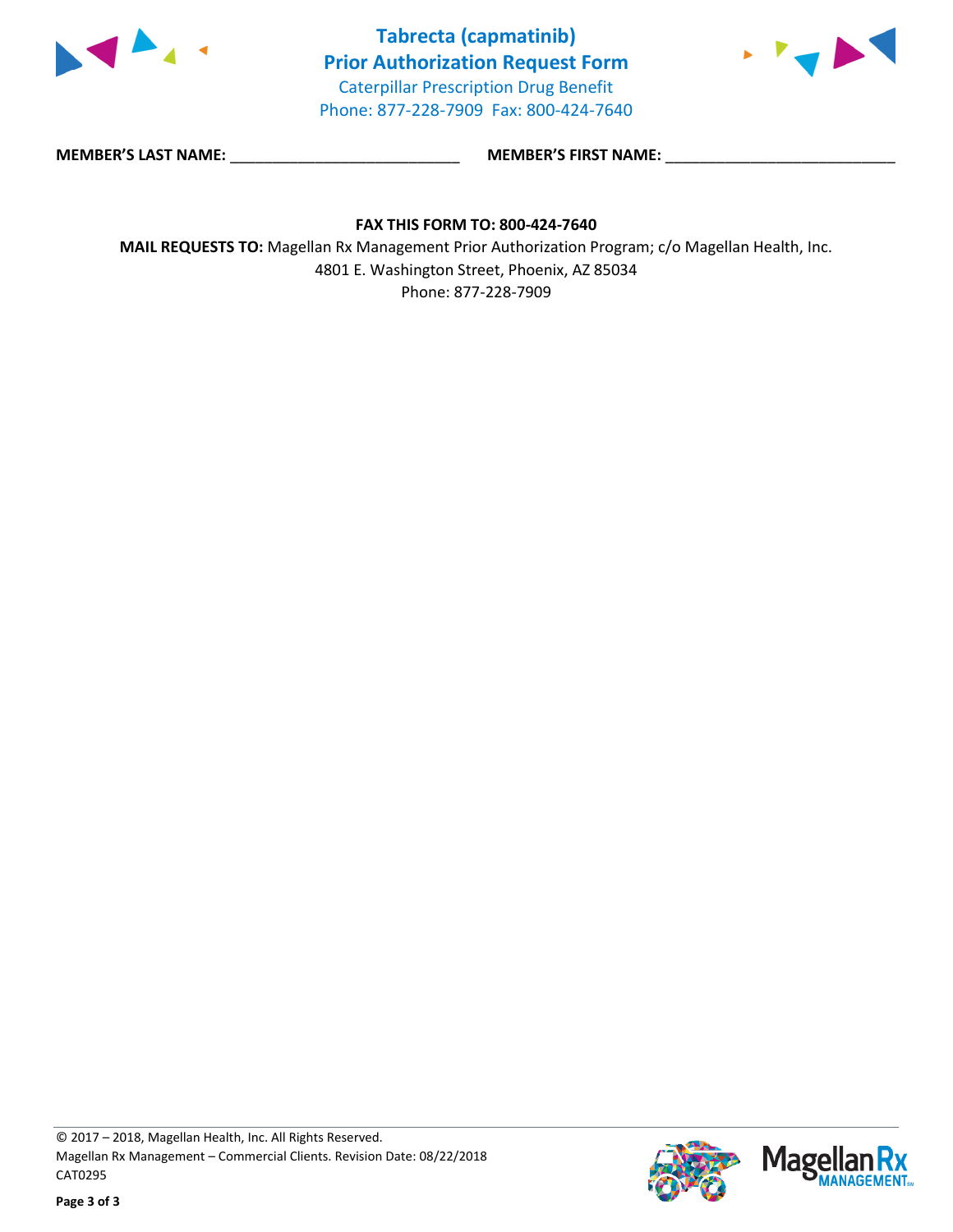# Tabrecta (capmatinib)
# Prior Authorization Request Form

Caterpillar Prescription Drug Benefit
Phone: 877-228-7909 Fax: 800-424-7640

**MEMBER'S LAST NAME:** ___________________________ **MEMBER'S FIRST NAME:** ___________________________

**FAX THIS FORM TO: 800-424-7640**

**MAIL REQUESTS TO:** Magellan Rx Management Prior Authorization Program; c/o Magellan Health, Inc.
4801 E. Washington Street, Phoenix, AZ 85034
Phone: 877-228-7909

© 2017 – 2018, Magellan Health, Inc. All Rights Reserved.
Magellan Rx Management – Commercial Clients. Revision Date: 08/22/2018
CAT0295